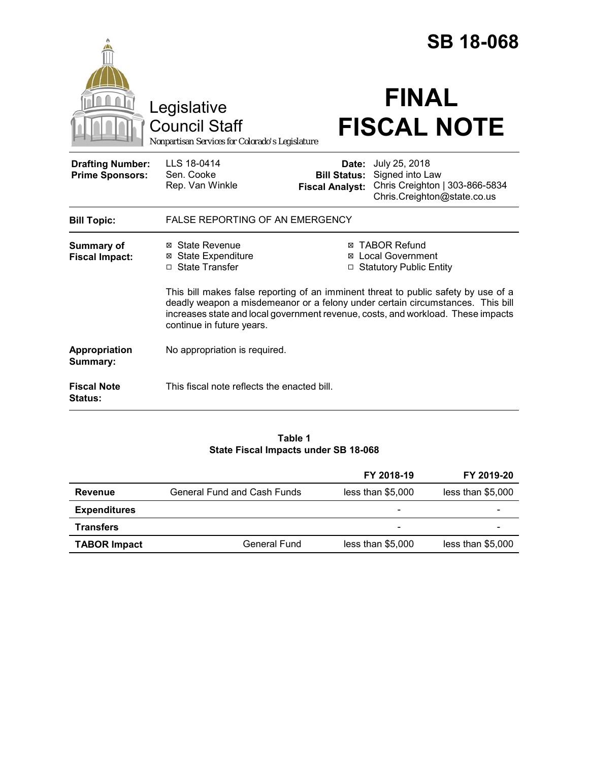# SB 18-068

Legislative Council Staff

*Nonpartisan Services for Colorado's Legislature*

# FINAL FISCAL NOTE

| | | | |
|---|---|---|---|
| **Drafting Number:** | LLS 18-0414 | **Date:** | July 25, 2018 |
| **Prime Sponsors:** | Sen. Cooke<br>Rep. Van Winkle | **Bill Status:** | Signed into Law |
| | | **Fiscal Analyst:** | Chris Creighton \| 303-866-5834<br>Chris.Creighton@state.co.us |

**Bill Topic:** FALSE REPORTING OF AN EMERGENCY

**Summary of Fiscal Impact:**

- ☒ State Revenue
- ☒ State Expenditure
- ☐ State Transfer
- ☒ TABOR Refund
- ☒ Local Government
- ☐ Statutory Public Entity

This bill makes false reporting of an imminent threat to public safety by use of a deadly weapon a misdemeanor or a felony under certain circumstances. This bill increases state and local government revenue, costs, and workload. These impacts continue in future years.

**Appropriation Summary:** No appropriation is required.

**Fiscal Note Status:** This fiscal note reflects the enacted bill.

**Table 1**
**State Fiscal Impacts under SB 18-068**

| | | FY 2018-19 | FY 2019-20 |
|---|---|---|---|
| **Revenue** | General Fund and Cash Funds | less than $5,000 | less than $5,000 |
| **Expenditures** | | - | - |
| **Transfers** | | - | - |
| **TABOR Impact** | General Fund | less than $5,000 | less than $5,000 |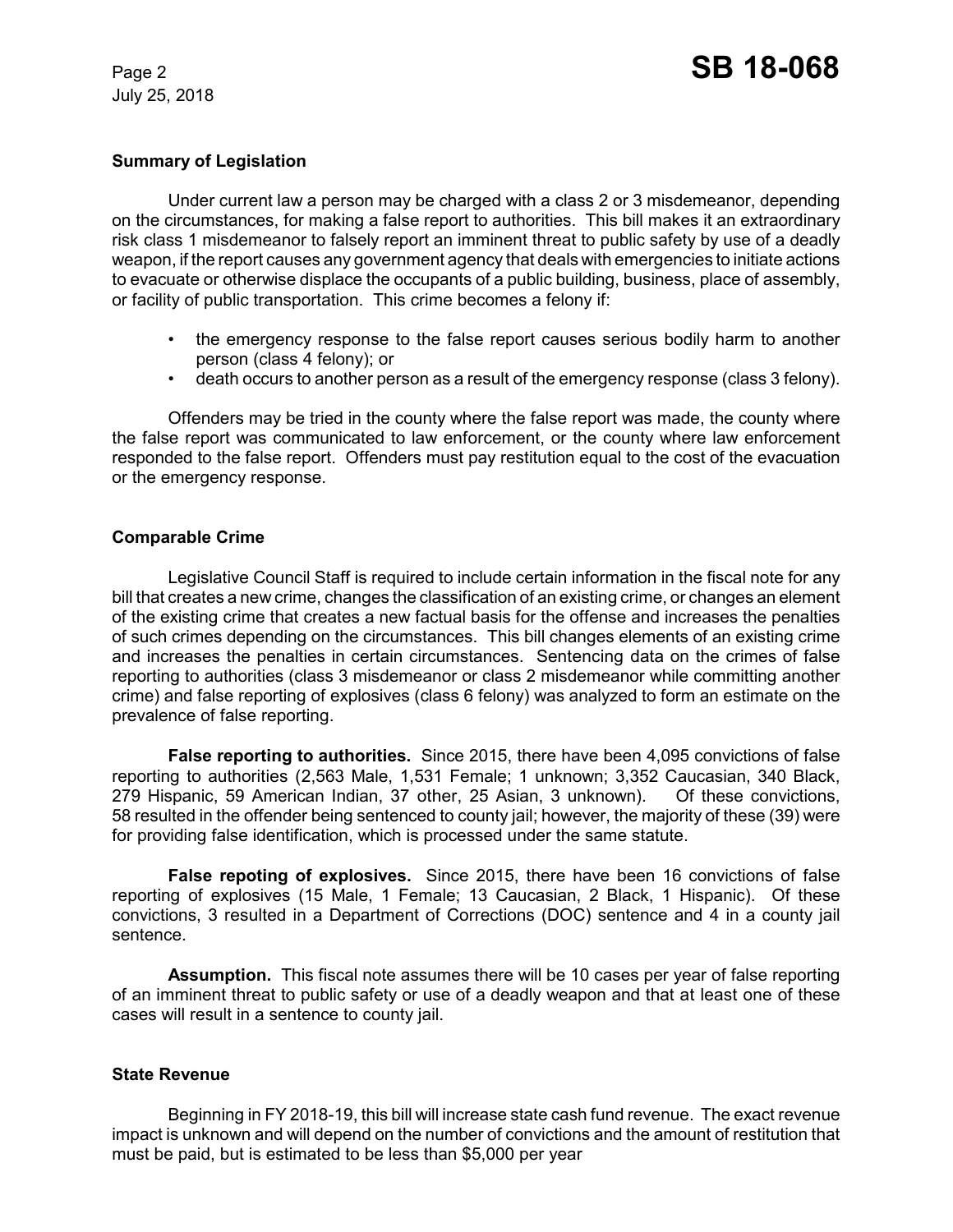## Summary of Legislation

Under current law a person may be charged with a class 2 or 3 misdemeanor, depending on the circumstances, for making a false report to authorities. This bill makes it an extraordinary risk class 1 misdemeanor to falsely report an imminent threat to public safety by use of a deadly weapon, if the report causes any government agency that deals with emergencies to initiate actions to evacuate or otherwise displace the occupants of a public building, business, place of assembly, or facility of public transportation. This crime becomes a felony if:

- the emergency response to the false report causes serious bodily harm to another person (class 4 felony); or
- death occurs to another person as a result of the emergency response (class 3 felony).

Offenders may be tried in the county where the false report was made, the county where the false report was communicated to law enforcement, or the county where law enforcement responded to the false report. Offenders must pay restitution equal to the cost of the evacuation or the emergency response.

## Comparable Crime

Legislative Council Staff is required to include certain information in the fiscal note for any bill that creates a new crime, changes the classification of an existing crime, or changes an element of the existing crime that creates a new factual basis for the offense and increases the penalties of such crimes depending on the circumstances. This bill changes elements of an existing crime and increases the penalties in certain circumstances. Sentencing data on the crimes of false reporting to authorities (class 3 misdemeanor or class 2 misdemeanor while committing another crime) and false reporting of explosives (class 6 felony) was analyzed to form an estimate on the prevalence of false reporting.

**False reporting to authorities.** Since 2015, there have been 4,095 convictions of false reporting to authorities (2,563 Male, 1,531 Female; 1 unknown; 3,352 Caucasian, 340 Black, 279 Hispanic, 59 American Indian, 37 other, 25 Asian, 3 unknown). Of these convictions, 58 resulted in the offender being sentenced to county jail; however, the majority of these (39) were for providing false identification, which is processed under the same statute.

**False repoting of explosives.** Since 2015, there have been 16 convictions of false reporting of explosives (15 Male, 1 Female; 13 Caucasian, 2 Black, 1 Hispanic). Of these convictions, 3 resulted in a Department of Corrections (DOC) sentence and 4 in a county jail sentence.

**Assumption.** This fiscal note assumes there will be 10 cases per year of false reporting of an imminent threat to public safety or use of a deadly weapon and that at least one of these cases will result in a sentence to county jail.

## State Revenue

Beginning in FY 2018-19, this bill will increase state cash fund revenue. The exact revenue impact is unknown and will depend on the number of convictions and the amount of restitution that must be paid, but is estimated to be less than $5,000 per year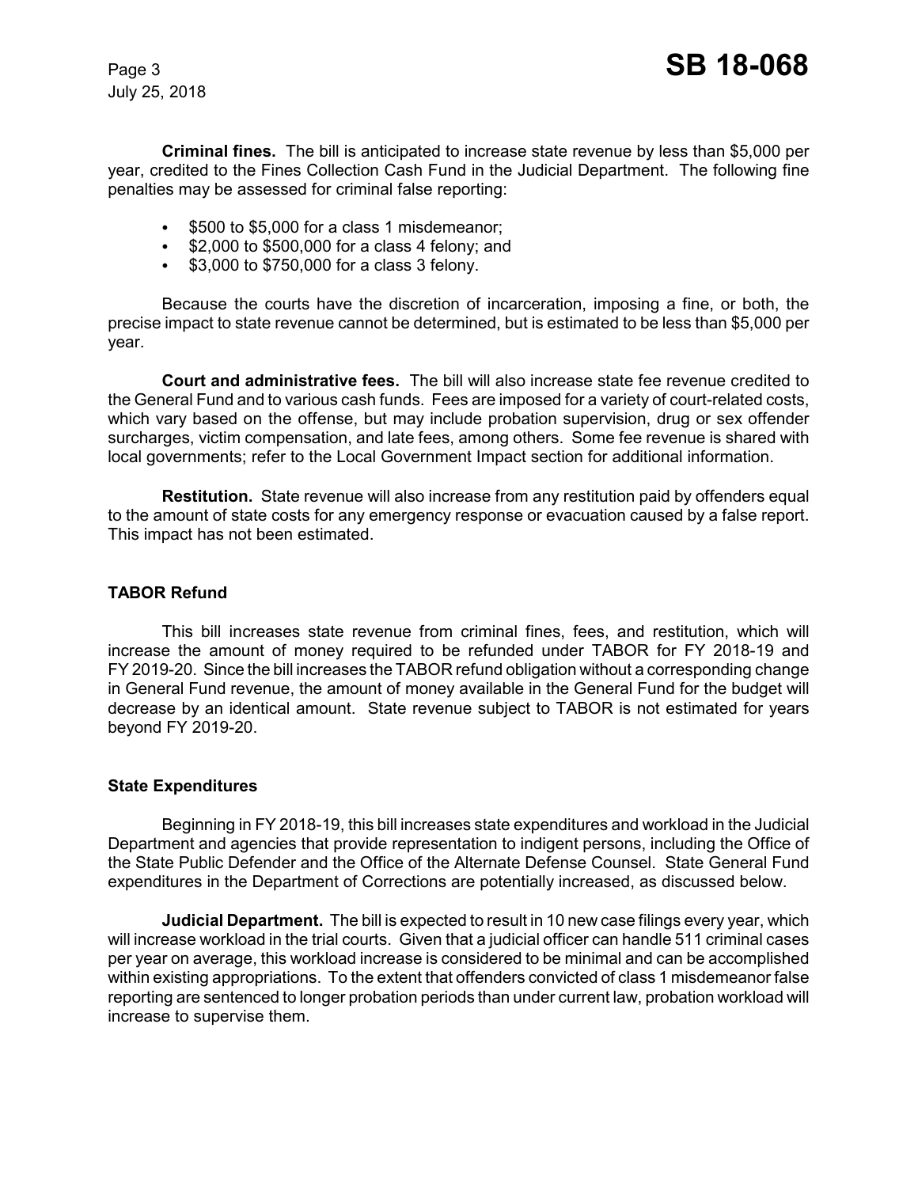**Criminal fines.** The bill is anticipated to increase state revenue by less than $5,000 per year, credited to the Fines Collection Cash Fund in the Judicial Department. The following fine penalties may be assessed for criminal false reporting:

- $500 to $5,000 for a class 1 misdemeanor;
- $2,000 to $500,000 for a class 4 felony; and
- $3,000 to $750,000 for a class 3 felony.

Because the courts have the discretion of incarceration, imposing a fine, or both, the precise impact to state revenue cannot be determined, but is estimated to be less than $5,000 per year.

**Court and administrative fees.** The bill will also increase state fee revenue credited to the General Fund and to various cash funds. Fees are imposed for a variety of court-related costs, which vary based on the offense, but may include probation supervision, drug or sex offender surcharges, victim compensation, and late fees, among others. Some fee revenue is shared with local governments; refer to the Local Government Impact section for additional information.

**Restitution.** State revenue will also increase from any restitution paid by offenders equal to the amount of state costs for any emergency response or evacuation caused by a false report. This impact has not been estimated.

### TABOR Refund

This bill increases state revenue from criminal fines, fees, and restitution, which will increase the amount of money required to be refunded under TABOR for FY 2018-19 and FY 2019-20. Since the bill increases the TABOR refund obligation without a corresponding change in General Fund revenue, the amount of money available in the General Fund for the budget will decrease by an identical amount. State revenue subject to TABOR is not estimated for years beyond FY 2019-20.

### State Expenditures

Beginning in FY 2018-19, this bill increases state expenditures and workload in the Judicial Department and agencies that provide representation to indigent persons, including the Office of the State Public Defender and the Office of the Alternate Defense Counsel. State General Fund expenditures in the Department of Corrections are potentially increased, as discussed below.

**Judicial Department.** The bill is expected to result in 10 new case filings every year, which will increase workload in the trial courts. Given that a judicial officer can handle 511 criminal cases per year on average, this workload increase is considered to be minimal and can be accomplished within existing appropriations. To the extent that offenders convicted of class 1 misdemeanor false reporting are sentenced to longer probation periods than under current law, probation workload will increase to supervise them.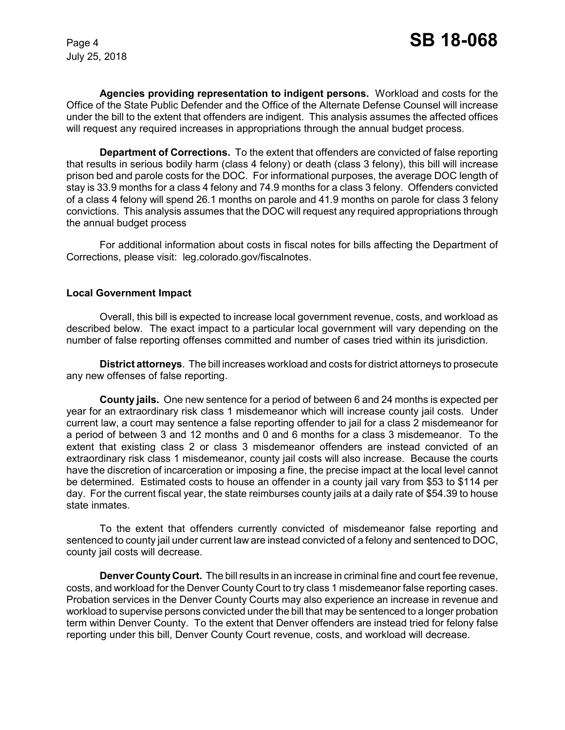**Agencies providing representation to indigent persons.** Workload and costs for the Office of the State Public Defender and the Office of the Alternate Defense Counsel will increase under the bill to the extent that offenders are indigent. This analysis assumes the affected offices will request any required increases in appropriations through the annual budget process.

**Department of Corrections.** To the extent that offenders are convicted of false reporting that results in serious bodily harm (class 4 felony) or death (class 3 felony), this bill will increase prison bed and parole costs for the DOC. For informational purposes, the average DOC length of stay is 33.9 months for a class 4 felony and 74.9 months for a class 3 felony. Offenders convicted of a class 4 felony will spend 26.1 months on parole and 41.9 months on parole for class 3 felony convictions. This analysis assumes that the DOC will request any required appropriations through the annual budget process

For additional information about costs in fiscal notes for bills affecting the Department of Corrections, please visit: leg.colorado.gov/fiscalnotes.

### Local Government Impact

Overall, this bill is expected to increase local government revenue, costs, and workload as described below. The exact impact to a particular local government will vary depending on the number of false reporting offenses committed and number of cases tried within its jurisdiction.

**District attorneys**. The bill increases workload and costs for district attorneys to prosecute any new offenses of false reporting.

**County jails.** One new sentence for a period of between 6 and 24 months is expected per year for an extraordinary risk class 1 misdemeanor which will increase county jail costs. Under current law, a court may sentence a false reporting offender to jail for a class 2 misdemeanor for a period of between 3 and 12 months and 0 and 6 months for a class 3 misdemeanor. To the extent that existing class 2 or class 3 misdemeanor offenders are instead convicted of an extraordinary risk class 1 misdemeanor, county jail costs will also increase. Because the courts have the discretion of incarceration or imposing a fine, the precise impact at the local level cannot be determined. Estimated costs to house an offender in a county jail vary from $53 to $114 per day. For the current fiscal year, the state reimburses county jails at a daily rate of $54.39 to house state inmates.

To the extent that offenders currently convicted of misdemeanor false reporting and sentenced to county jail under current law are instead convicted of a felony and sentenced to DOC, county jail costs will decrease.

**Denver County Court.** The bill results in an increase in criminal fine and court fee revenue, costs, and workload for the Denver County Court to try class 1 misdemeanor false reporting cases. Probation services in the Denver County Courts may also experience an increase in revenue and workload to supervise persons convicted under the bill that may be sentenced to a longer probation term within Denver County. To the extent that Denver offenders are instead tried for felony false reporting under this bill, Denver County Court revenue, costs, and workload will decrease.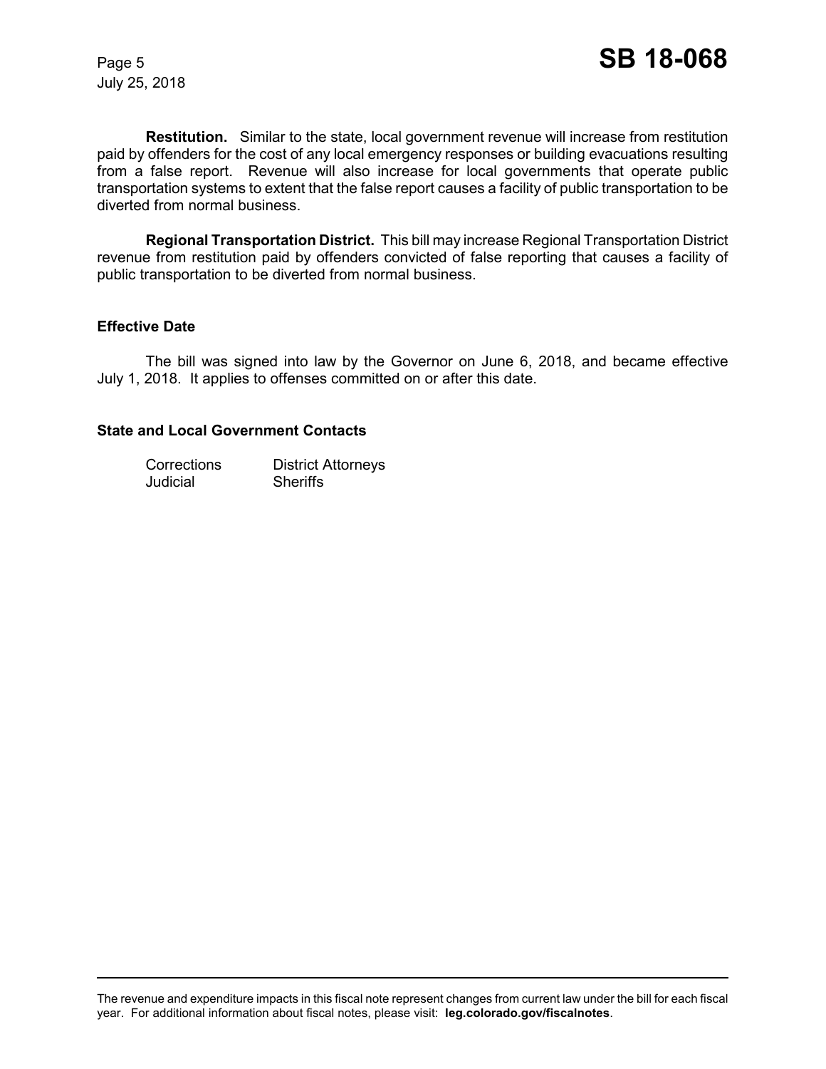**Restitution.** Similar to the state, local government revenue will increase from restitution paid by offenders for the cost of any local emergency responses or building evacuations resulting from a false report. Revenue will also increase for local governments that operate public transportation systems to extent that the false report causes a facility of public transportation to be diverted from normal business.

**Regional Transportation District.** This bill may increase Regional Transportation District revenue from restitution paid by offenders convicted of false reporting that causes a facility of public transportation to be diverted from normal business.

### Effective Date

The bill was signed into law by the Governor on June 6, 2018, and became effective July 1, 2018. It applies to offenses committed on or after this date.

### State and Local Government Contacts

| | |
|---|---|
| Corrections | District Attorneys |
| Judicial | Sheriffs |

The revenue and expenditure impacts in this fiscal note represent changes from current law under the bill for each fiscal year. For additional information about fiscal notes, please visit: **leg.colorado.gov/fiscalnotes**.